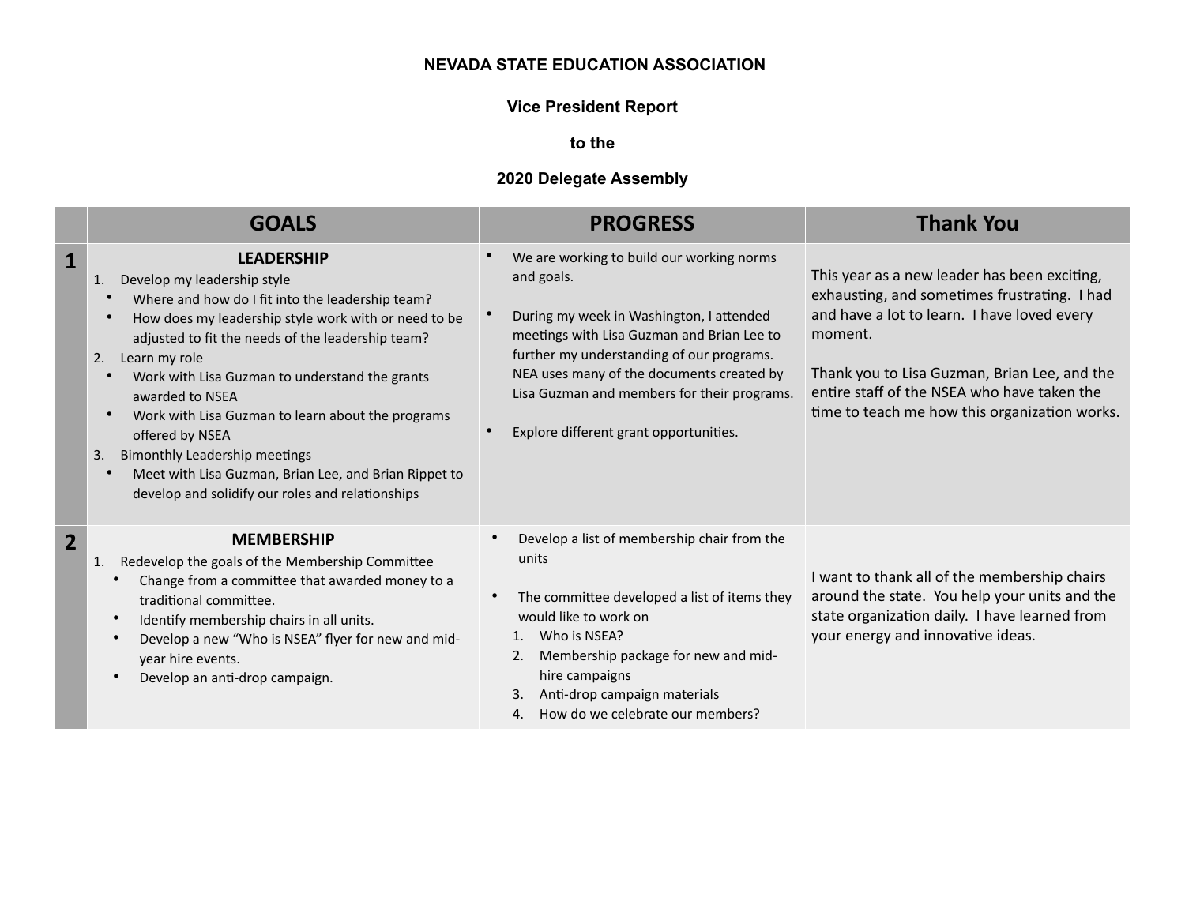# NEVADA STATE EDUCATION ASSOCIATION

## Vice President Report

## to the

## 2020 Delegate Assembly

| | GOALS | PROGRESS | Thank You |
|---|---|---|---|
| **1** | **LEADERSHIP**<br>1. Develop my leadership style<br>• Where and how do I fit into the leadership team?<br>• How does my leadership style work with or need to be adjusted to fit the needs of the leadership team?<br>2. Learn my role<br>• Work with Lisa Guzman to understand the grants awarded to NSEA<br>• Work with Lisa Guzman to learn about the programs offered by NSEA<br>3. Bimonthly Leadership meetings<br>• Meet with Lisa Guzman, Brian Lee, and Brian Rippet to develop and solidify our roles and relationships | • We are working to build our working norms and goals.<br><br>• During my week in Washington, I attended meetings with Lisa Guzman and Brian Lee to further my understanding of our programs. NEA uses many of the documents created by Lisa Guzman and members for their programs.<br><br>• Explore different grant opportunities. | This year as a new leader has been exciting, exhausting, and sometimes frustrating. I had and have a lot to learn. I have loved every moment.<br><br>Thank you to Lisa Guzman, Brian Lee, and the entire staff of the NSEA who have taken the time to teach me how this organization works. |
| **2** | **MEMBERSHIP**<br>1. Redevelop the goals of the Membership Committee<br>• Change from a committee that awarded money to a traditional committee.<br>• Identify membership chairs in all units.<br>• Develop a new "Who is NSEA" flyer for new and mid-year hire events.<br>• Develop an anti-drop campaign. | • Develop a list of membership chair from the units<br><br>• The committee developed a list of items they would like to work on<br>1. Who is NSEA?<br>2. Membership package for new and mid-hire campaigns<br>3. Anti-drop campaign materials<br>4. How do we celebrate our members? | I want to thank all of the membership chairs around the state. You help your units and the state organization daily. I have learned from your energy and innovative ideas. |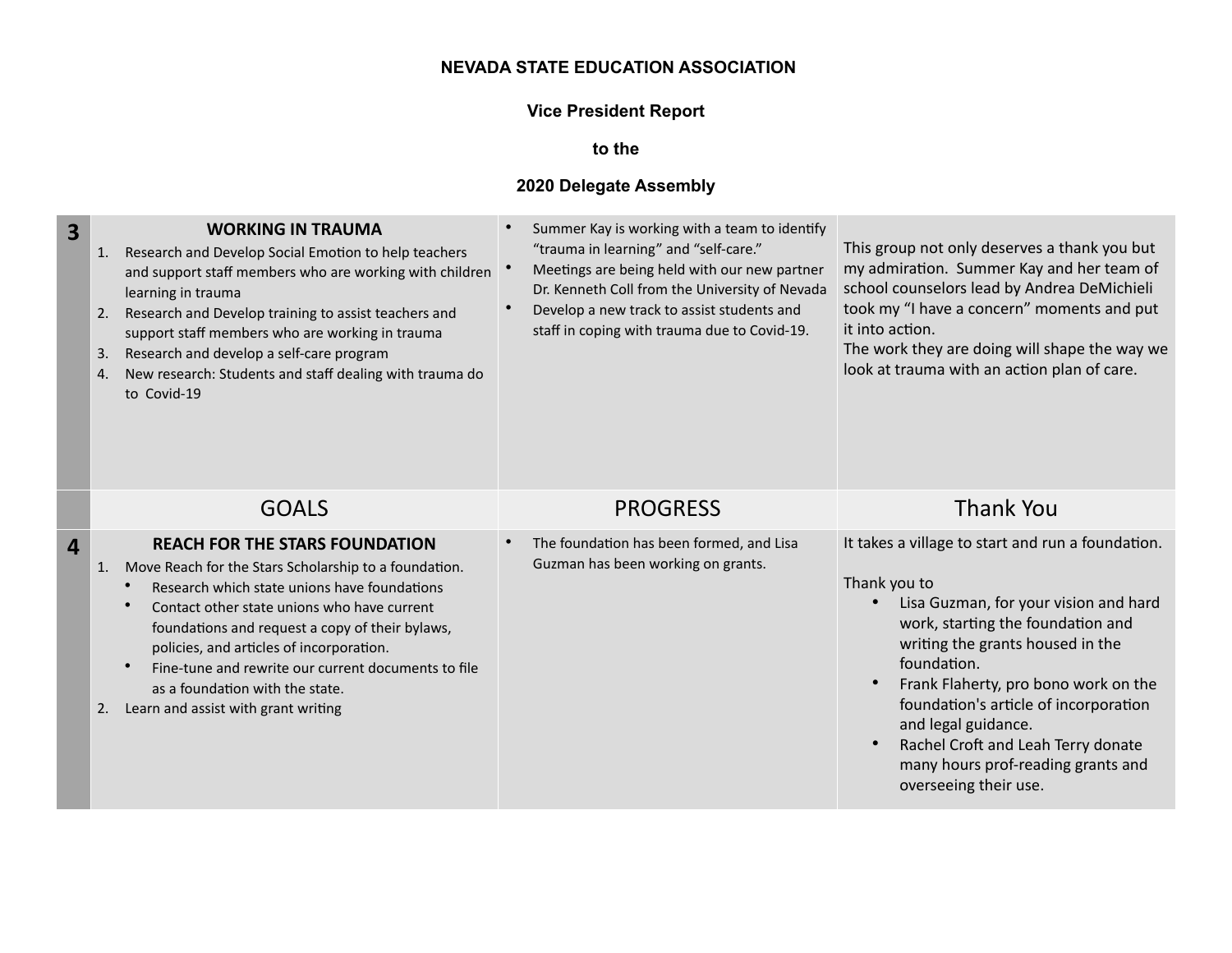**NEVADA STATE EDUCATION ASSOCIATION**

**Vice President Report**

**to the**

**2020 Delegate Assembly**

| | GOALS | PROGRESS | Thank You |
|---|---|---|---|
| **3** | **WORKING IN TRAUMA**<br>1. Research and Develop Social Emotion to help teachers and support staff members who are working with children learning in trauma<br>2. Research and Develop training to assist teachers and support staff members who are working in trauma<br>3. Research and develop a self-care program<br>4. New research: Students and staff dealing with trauma do to Covid-19 | • Summer Kay is working with a team to identify "trauma in learning" and "self-care."<br>• Meetings are being held with our new partner Dr. Kenneth Coll from the University of Nevada<br>• Develop a new track to assist students and staff in coping with trauma due to Covid-19. | This group not only deserves a thank you but my admiration. Summer Kay and her team of school counselors lead by Andrea DeMichieli took my "I have a concern" moments and put it into action.<br>The work they are doing will shape the way we look at trauma with an action plan of care. |
| **4** | **REACH FOR THE STARS FOUNDATION**<br>1. Move Reach for the Stars Scholarship to a foundation.<br>• Research which state unions have foundations<br>• Contact other state unions who have current foundations and request a copy of their bylaws, policies, and articles of incorporation.<br>• Fine-tune and rewrite our current documents to file as a foundation with the state.<br>2. Learn and assist with grant writing | • The foundation has been formed, and Lisa Guzman has been working on grants. | It takes a village to start and run a foundation.<br><br>Thank you to<br>• Lisa Guzman, for your vision and hard work, starting the foundation and writing the grants housed in the foundation.<br>• Frank Flaherty, pro bono work on the foundation's article of incorporation and legal guidance.<br>• Rachel Croft and Leah Terry donate many hours prof-reading grants and overseeing their use. |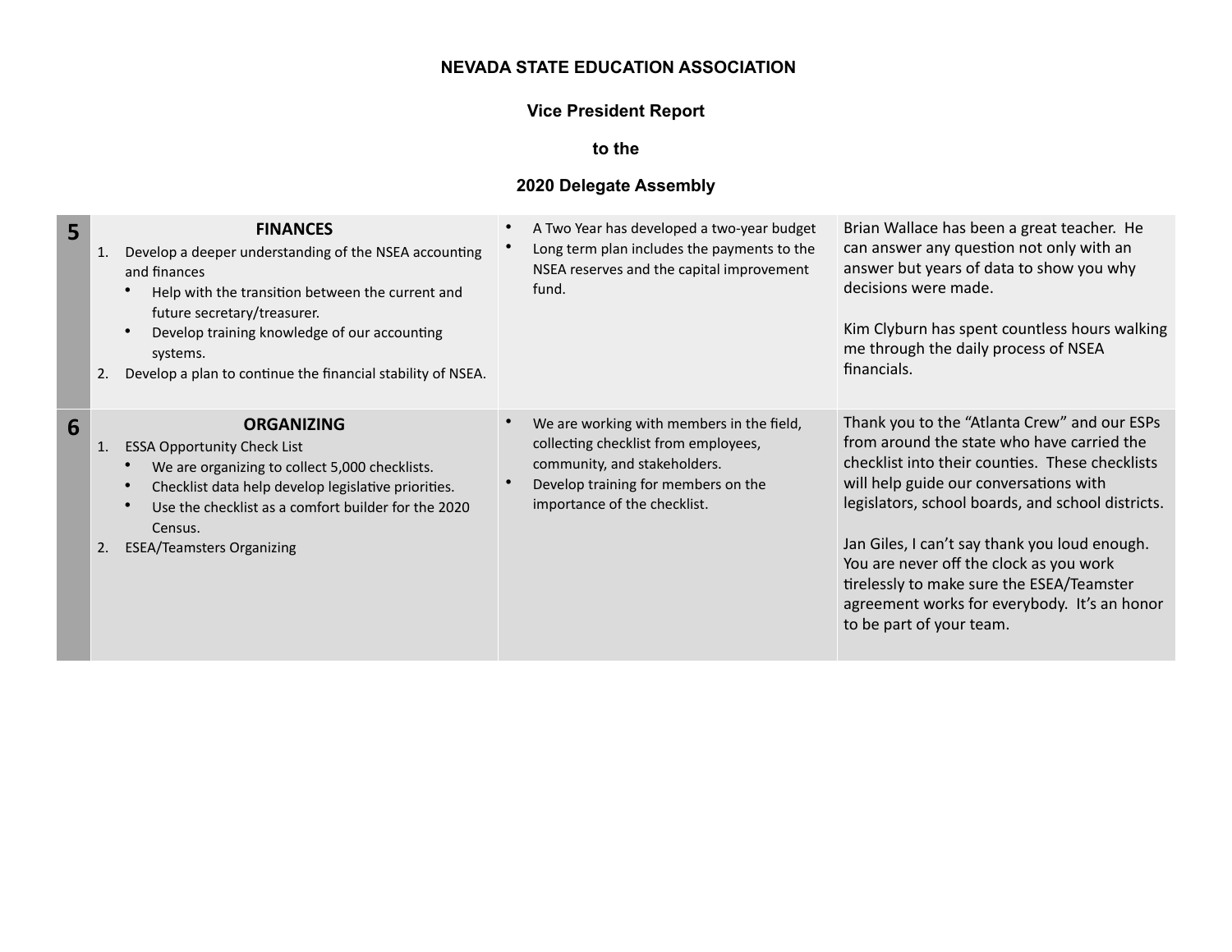**NEVADA STATE EDUCATION ASSOCIATION**

**Vice President Report**

**to the**

**2020 Delegate Assembly**

| | | | |
|---|---|---|---|
| **5** | **FINANCES**<br>1. Develop a deeper understanding of the NSEA accounting and finances<br>• Help with the transition between the current and future secretary/treasurer.<br>• Develop training knowledge of our accounting systems.<br>2. Develop a plan to continue the financial stability of NSEA. | • A Two Year has developed a two-year budget<br>• Long term plan includes the payments to the NSEA reserves and the capital improvement fund. | Brian Wallace has been a great teacher. He can answer any question not only with an answer but years of data to show you why decisions were made.<br><br>Kim Clyburn has spent countless hours walking me through the daily process of NSEA financials. |
| **6** | **ORGANIZING**<br>1. ESSA Opportunity Check List<br>• We are organizing to collect 5,000 checklists.<br>• Checklist data help develop legislative priorities.<br>• Use the checklist as a comfort builder for the 2020 Census.<br>2. ESEA/Teamsters Organizing | • We are working with members in the field, collecting checklist from employees, community, and stakeholders.<br>• Develop training for members on the importance of the checklist. | Thank you to the "Atlanta Crew" and our ESPs from around the state who have carried the checklist into their counties. These checklists will help guide our conversations with legislators, school boards, and school districts.<br><br>Jan Giles, I can't say thank you loud enough. You are never off the clock as you work tirelessly to make sure the ESEA/Teamster agreement works for everybody. It's an honor to be part of your team. |